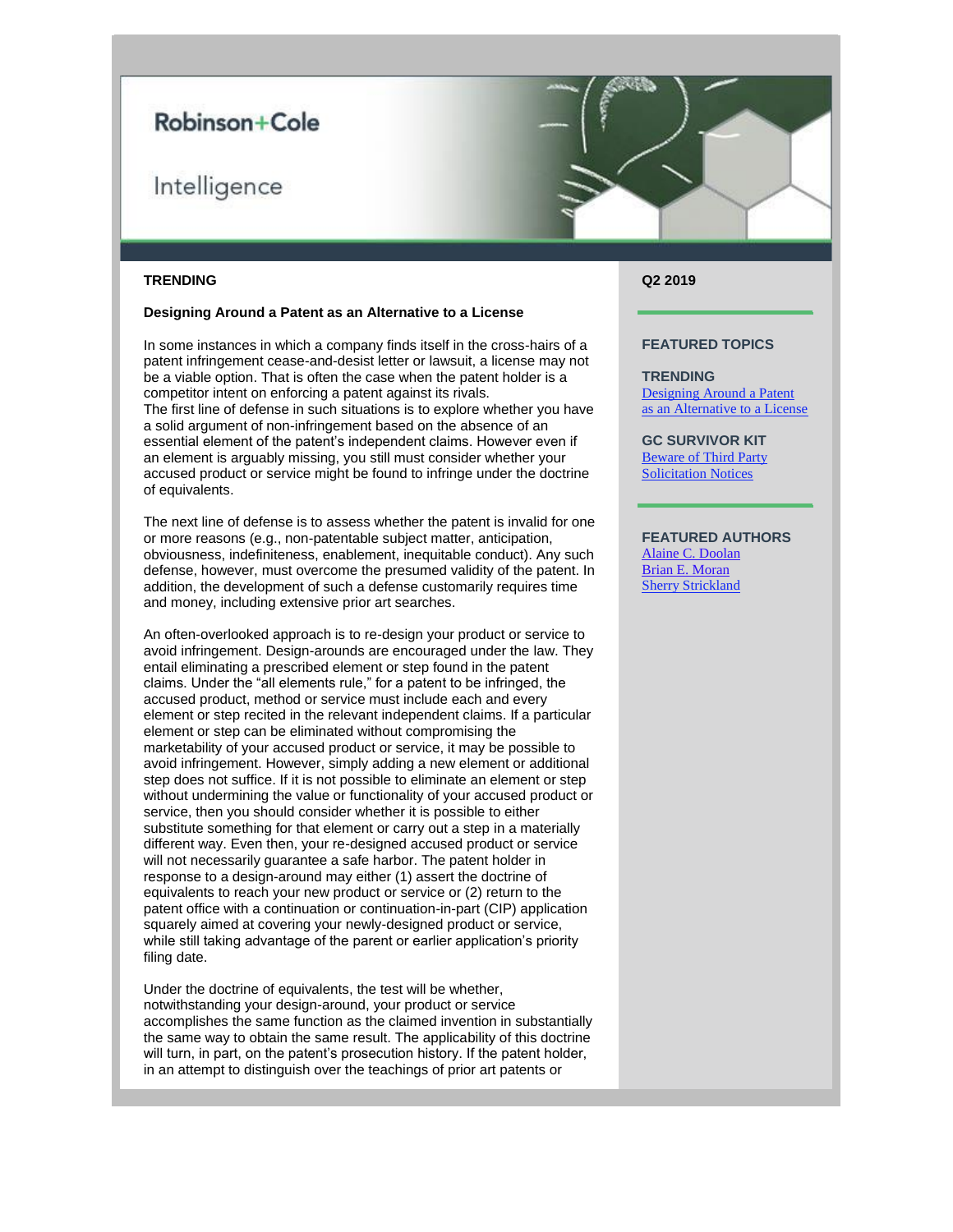Robinson+Cole

Intelligence

**TRENDING**

**Q2 2019**

### Designing Around a Patent as an Alternative to a License

In some instances in which a company finds itself in the cross-hairs of a patent infringement cease-and-desist letter or lawsuit, a license may not be a viable option. That is often the case when the patent holder is a competitor intent on enforcing a patent against its rivals.
The first line of defense in such situations is to explore whether you have a solid argument of non-infringement based on the absence of an essential element of the patent's independent claims. However even if an element is arguably missing, you still must consider whether your accused product or service might be found to infringe under the doctrine of equivalents.

The next line of defense is to assess whether the patent is invalid for one or more reasons (e.g., non-patentable subject matter, anticipation, obviousness, indefiniteness, enablement, inequitable conduct). Any such defense, however, must overcome the presumed validity of the patent. In addition, the development of such a defense customarily requires time and money, including extensive prior art searches.

An often-overlooked approach is to re-design your product or service to avoid infringement. Design-arounds are encouraged under the law. They entail eliminating a prescribed element or step found in the patent claims. Under the "all elements rule," for a patent to be infringed, the accused product, method or service must include each and every element or step recited in the relevant independent claims. If a particular element or step can be eliminated without compromising the marketability of your accused product or service, it may be possible to avoid infringement. However, simply adding a new element or additional step does not suffice. If it is not possible to eliminate an element or step without undermining the value or functionality of your accused product or service, then you should consider whether it is possible to either substitute something for that element or carry out a step in a materially different way. Even then, your re-designed accused product or service will not necessarily guarantee a safe harbor. The patent holder in response to a design-around may either (1) assert the doctrine of equivalents to reach your new product or service or (2) return to the patent office with a continuation or continuation-in-part (CIP) application squarely aimed at covering your newly-designed product or service, while still taking advantage of the parent or earlier application's priority filing date.

Under the doctrine of equivalents, the test will be whether, notwithstanding your design-around, your product or service accomplishes the same function as the claimed invention in substantially the same way to obtain the same result. The applicability of this doctrine will turn, in part, on the patent's prosecution history. If the patent holder, in an attempt to distinguish over the teachings of prior art patents or

**FEATURED TOPICS**

**TRENDING**
Designing Around a Patent as an Alternative to a License

**GC SURVIVOR KIT**
Beware of Third Party Solicitation Notices

**FEATURED AUTHORS**
Alaine C. Doolan
Brian E. Moran
Sherry Strickland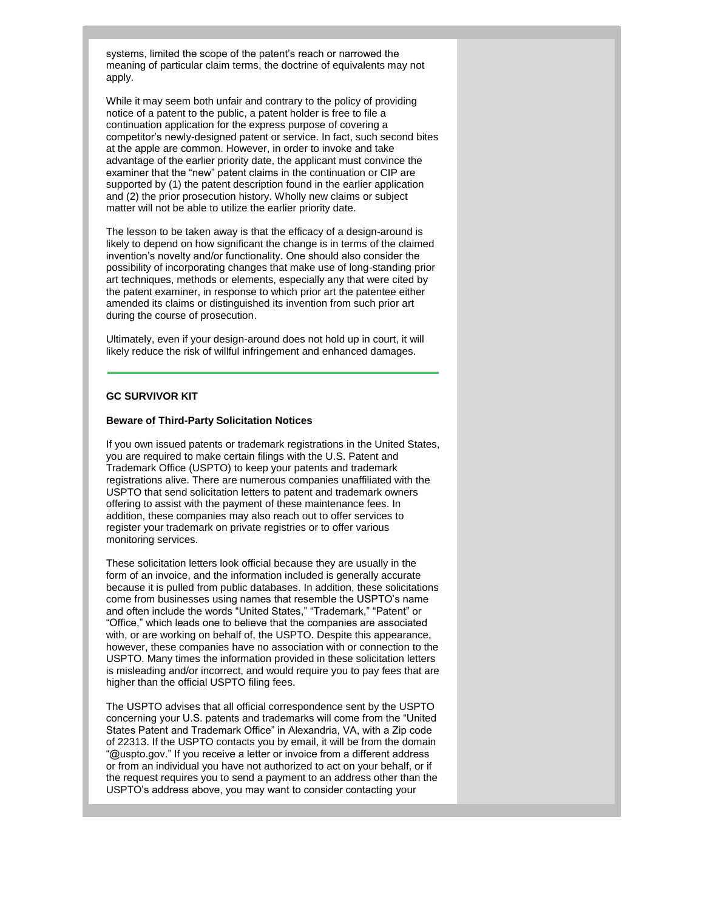systems, limited the scope of the patent's reach or narrowed the meaning of particular claim terms, the doctrine of equivalents may not apply.

While it may seem both unfair and contrary to the policy of providing notice of a patent to the public, a patent holder is free to file a continuation application for the express purpose of covering a competitor's newly-designed patent or service. In fact, such second bites at the apple are common. However, in order to invoke and take advantage of the earlier priority date, the applicant must convince the examiner that the "new" patent claims in the continuation or CIP are supported by (1) the patent description found in the earlier application and (2) the prior prosecution history. Wholly new claims or subject matter will not be able to utilize the earlier priority date.

The lesson to be taken away is that the efficacy of a design-around is likely to depend on how significant the change is in terms of the claimed invention's novelty and/or functionality. One should also consider the possibility of incorporating changes that make use of long-standing prior art techniques, methods or elements, especially any that were cited by the patent examiner, in response to which prior art the patentee either amended its claims or distinguished its invention from such prior art during the course of prosecution.

Ultimately, even if your design-around does not hold up in court, it will likely reduce the risk of willful infringement and enhanced damages.

---

**GC SURVIVOR KIT**

**Beware of Third-Party Solicitation Notices**

If you own issued patents or trademark registrations in the United States, you are required to make certain filings with the U.S. Patent and Trademark Office (USPTO) to keep your patents and trademark registrations alive. There are numerous companies unaffiliated with the USPTO that send solicitation letters to patent and trademark owners offering to assist with the payment of these maintenance fees. In addition, these companies may also reach out to offer services to register your trademark on private registries or to offer various monitoring services.

These solicitation letters look official because they are usually in the form of an invoice, and the information included is generally accurate because it is pulled from public databases. In addition, these solicitations come from businesses using names that resemble the USPTO's name and often include the words "United States," "Trademark," "Patent" or "Office," which leads one to believe that the companies are associated with, or are working on behalf of, the USPTO. Despite this appearance, however, these companies have no association with or connection to the USPTO. Many times the information provided in these solicitation letters is misleading and/or incorrect, and would require you to pay fees that are higher than the official USPTO filing fees.

The USPTO advises that all official correspondence sent by the USPTO concerning your U.S. patents and trademarks will come from the "United States Patent and Trademark Office" in Alexandria, VA, with a Zip code of 22313. If the USPTO contacts you by email, it will be from the domain "@uspto.gov." If you receive a letter or invoice from a different address or from an individual you have not authorized to act on your behalf, or if the request requires you to send a payment to an address other than the USPTO's address above, you may want to consider contacting your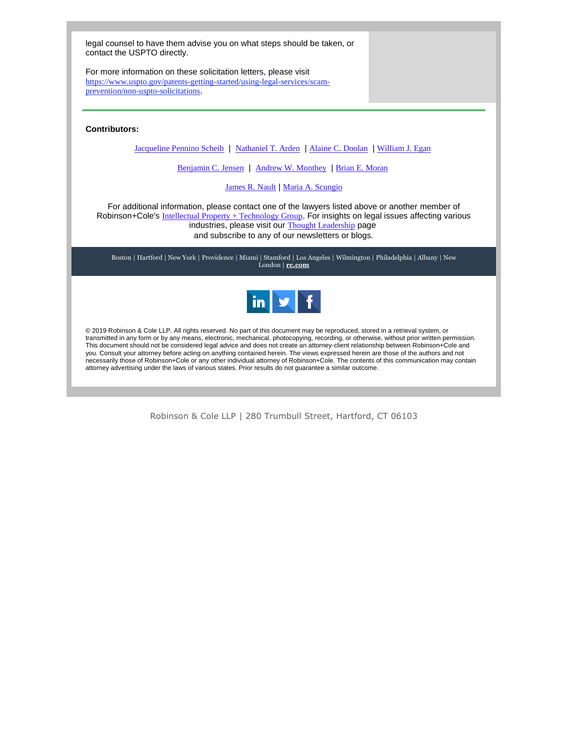legal counsel to have them advise you on what steps should be taken, or contact the USPTO directly.

For more information on these solicitation letters, please visit https://www.uspto.gov/patents-getting-started/using-legal-services/scam-prevention/non-uspto-solicitations.

---

**Contributors:**

Jacqueline Pennino Scheib | Nathaniel T. Arden | Alaine C. Doolan | William J. Egan

Benjamin C. Jensen | Andrew W. Monthey | Brian E. Moran

James R. Nault | Maria A. Scungio

For additional information, please contact one of the lawyers listed above or another member of Robinson+Cole's Intellectual Property + Technology Group. For insights on legal issues affecting various industries, please visit our Thought Leadership page and subscribe to any of our newsletters or blogs.

Boston | Hartford | New York | Providence | Miami | Stamford | Los Angeles | Wilmington | Philadelphia | Albany | New London | **rc.com**

© 2019 Robinson & Cole LLP. All rights reserved. No part of this document may be reproduced, stored in a retrieval system, or transmitted in any form or by any means, electronic, mechanical, photocopying, recording, or otherwise, without prior written permission. This document should not be considered legal advice and does not create an attorney-client relationship between Robinson+Cole and you. Consult your attorney before acting on anything contained herein. The views expressed herein are those of the authors and not necessarily those of Robinson+Cole or any other individual attorney of Robinson+Cole. The contents of this communication may contain attorney advertising under the laws of various states. Prior results do not guarantee a similar outcome.

Robinson & Cole LLP | 280 Trumbull Street, Hartford, CT 06103